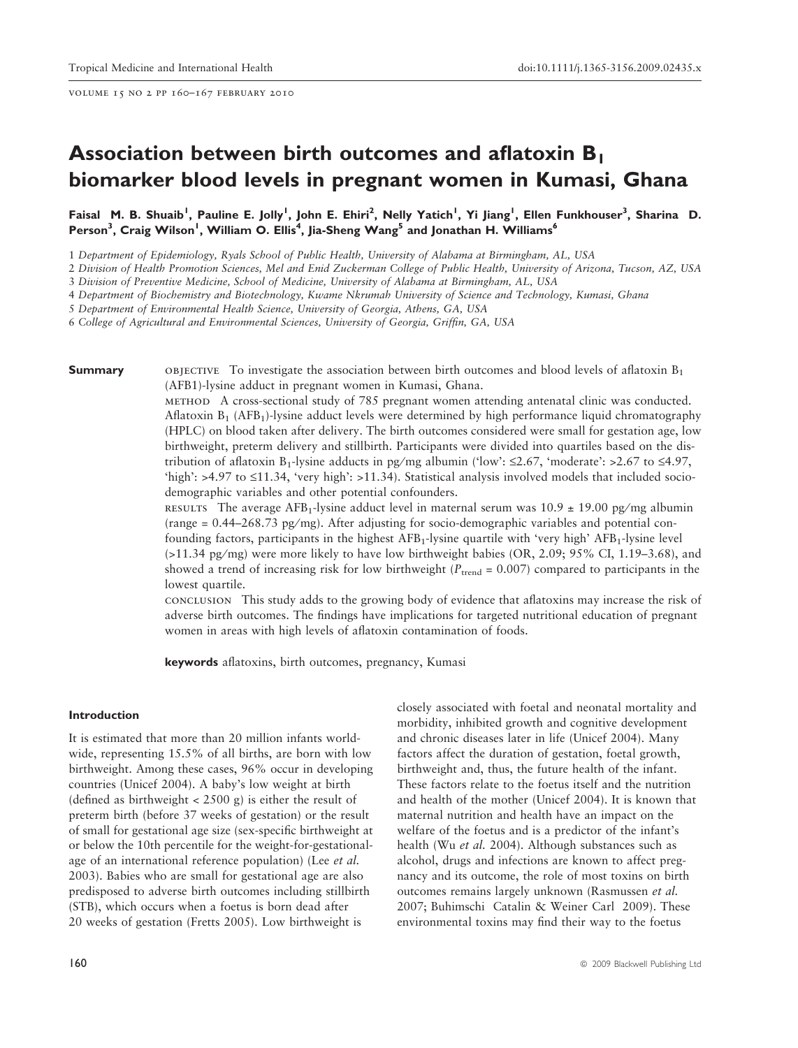# Association between birth outcomes and aflatoxin $B_1$ biomarker blood levels in pregnant women in Kumasi, Ghana

Faisal M. B. Shuaib[1], Pauline E. Jolly[1], John E. Ehiri[2], Nelly Yatich[1], Yi Jiang[1], Ellen Funkhouser[3], Sharina D. Person[3], Craig Wilson[1], William O. Ellis[4], Jia-Sheng Wang[5] and Jonathan H. Williams[6]

1 Department of Epidemiology, Ryals School of Public Health, University of Alabama at Birmingham, AL, USA
2 Division of Health Promotion Sciences, Mel and Enid Zuckerman College of Public Health, University of Arizona, Tucson, AZ, USA
3 Division of Preventive Medicine, School of Medicine, University of Alabama at Birmingham, AL, USA
4 Department of Biochemistry and Biotechnology, Kwame Nkrumah University of Science and Technology, Kumasi, Ghana
5 Department of Environmental Health Science, University of Georgia, Athens, GA, USA
6 College of Agricultural and Environmental Sciences, University of Georgia, Griffin, GA, USA

**Summary**

OBJECTIVE To investigate the association between birth outcomes and blood levels of aflatoxin $B_1$ (AFB1)-lysine adduct in pregnant women in Kumasi, Ghana.

METHOD A cross-sectional study of 785 pregnant women attending antenatal clinic was conducted. Aflatoxin $B_1$ ($AFB_1$)-lysine adduct levels were determined by high performance liquid chromatography (HPLC) on blood taken after delivery. The birth outcomes considered were small for gestation age, low birthweight, preterm delivery and stillbirth. Participants were divided into quartiles based on the distribution of aflatoxin $B_1$-lysine adducts in pg/mg albumin ('low': ≤2.67, 'moderate': >2.67 to ≤4.97, 'high': >4.97 to ≤11.34, 'very high': >11.34). Statistical analysis involved models that included socio-demographic variables and other potential confounders.

RESULTS The average $AFB_1$-lysine adduct level in maternal serum was 10.9 ± 19.00 pg/mg albumin (range = 0.44–268.73 pg/mg). After adjusting for socio-demographic variables and potential confounding factors, participants in the highest $AFB_1$-lysine quartile with 'very high' $AFB_1$-lysine level (>11.34 pg/mg) were more likely to have low birthweight babies (OR, 2.09; 95% CI, 1.19–3.68), and showed a trend of increasing risk for low birthweight ($P_{trend}$ = 0.007) compared to participants in the lowest quartile.

CONCLUSION This study adds to the growing body of evidence that aflatoxins may increase the risk of adverse birth outcomes. The findings have implications for targeted nutritional education of pregnant women in areas with high levels of aflatoxin contamination of foods.

**keywords** aflatoxins, birth outcomes, pregnancy, Kumasi

## Introduction

It is estimated that more than 20 million infants worldwide, representing 15.5% of all births, are born with low birthweight. Among these cases, 96% occur in developing countries (Unicef 2004). A baby's low weight at birth (defined as birthweight < 2500 g) is either the result of preterm birth (before 37 weeks of gestation) or the result of small for gestational age size (sex-specific birthweight at or below the 10th percentile for the weight-for-gestational-age of an international reference population) (Lee *et al.* 2003). Babies who are small for gestational age are also predisposed to adverse birth outcomes including stillbirth (STB), which occurs when a foetus is born dead after 20 weeks of gestation (Fretts 2005). Low birthweight is closely associated with foetal and neonatal mortality and morbidity, inhibited growth and cognitive development and chronic diseases later in life (Unicef 2004). Many factors affect the duration of gestation, foetal growth, birthweight and, thus, the future health of the infant. These factors relate to the foetus itself and the nutrition and health of the mother (Unicef 2004). It is known that maternal nutrition and health have an impact on the welfare of the foetus and is a predictor of the infant's health (Wu *et al.* 2004). Although substances such as alcohol, drugs and infections are known to affect pregnancy and its outcome, the role of most toxins on birth outcomes remains largely unknown (Rasmussen *et al.* 2007; Buhimschi Catalin & Weiner Carl 2009). These environmental toxins may find their way to the foetus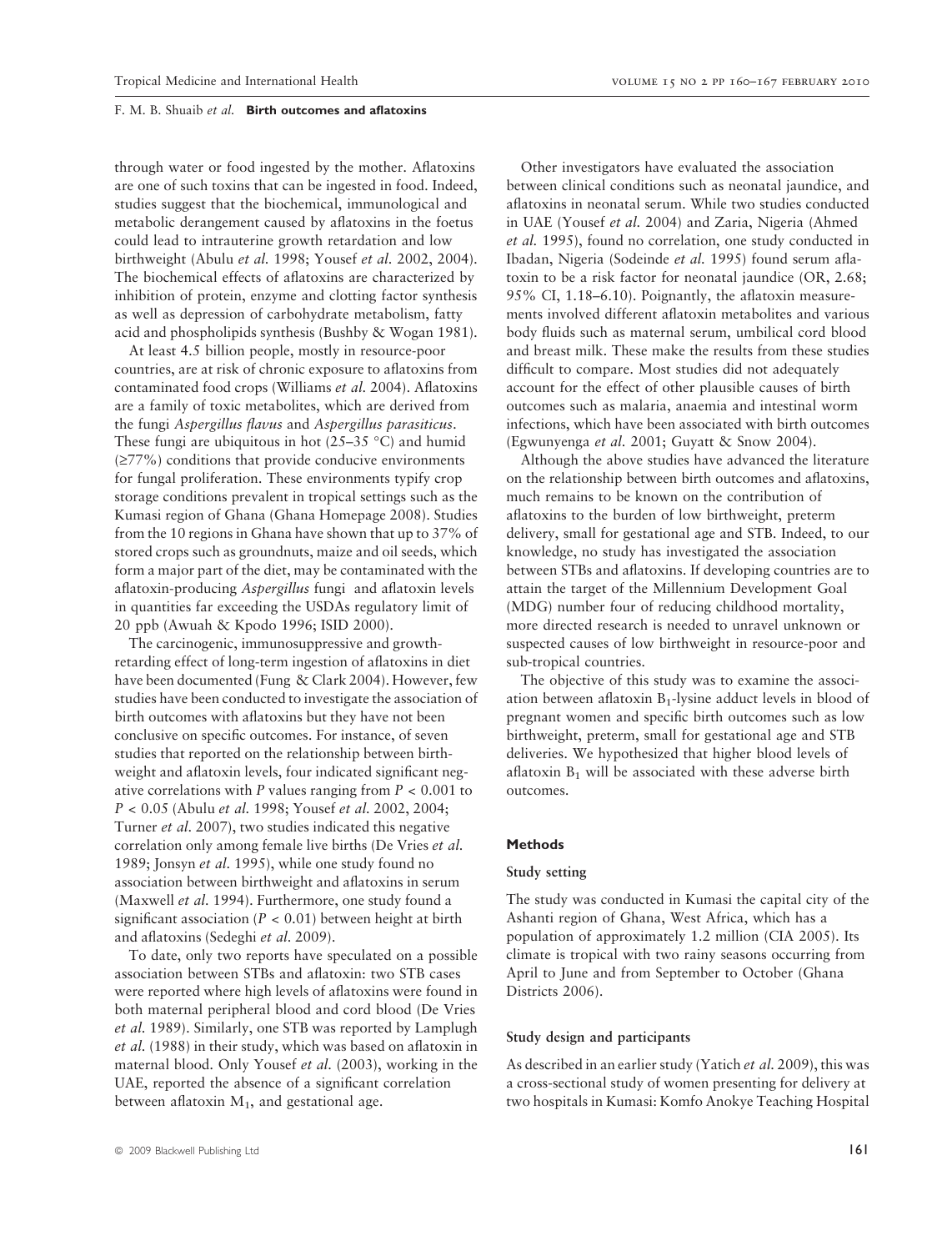through water or food ingested by the mother. Aflatoxins are one of such toxins that can be ingested in food. Indeed, studies suggest that the biochemical, immunological and metabolic derangement caused by aflatoxins in the foetus could lead to intrauterine growth retardation and low birthweight (Abulu *et al.* 1998; Yousef *et al.* 2002, 2004). The biochemical effects of aflatoxins are characterized by inhibition of protein, enzyme and clotting factor synthesis as well as depression of carbohydrate metabolism, fatty acid and phospholipids synthesis (Bushby & Wogan 1981).

At least 4.5 billion people, mostly in resource-poor countries, are at risk of chronic exposure to aflatoxins from contaminated food crops (Williams *et al.* 2004). Aflatoxins are a family of toxic metabolites, which are derived from the fungi *Aspergillus flavus* and *Aspergillus parasiticus*. These fungi are ubiquitous in hot (25–35 °C) and humid (≥77%) conditions that provide conducive environments for fungal proliferation. These environments typify crop storage conditions prevalent in tropical settings such as the Kumasi region of Ghana (Ghana Homepage 2008). Studies from the 10 regions in Ghana have shown that up to 37% of stored crops such as groundnuts, maize and oil seeds, which form a major part of the diet, may be contaminated with the aflatoxin-producing *Aspergillus* fungi and aflatoxin levels in quantities far exceeding the USDAs regulatory limit of 20 ppb (Awuah & Kpodo 1996; ISID 2000).

The carcinogenic, immunosuppressive and growth-retarding effect of long-term ingestion of aflatoxins in diet have been documented (Fung & Clark 2004). However, few studies have been conducted to investigate the association of birth outcomes with aflatoxins but they have not been conclusive on specific outcomes. For instance, of seven studies that reported on the relationship between birthweight and aflatoxin levels, four indicated significant negative correlations with *P* values ranging from $P < 0.001$ to $P < 0.05$ (Abulu *et al.* 1998; Yousef *et al.* 2002, 2004; Turner *et al.* 2007), two studies indicated this negative correlation only among female live births (De Vries *et al.* 1989; Jonsyn *et al.* 1995), while one study found no association between birthweight and aflatoxins in serum (Maxwell *et al.* 1994). Furthermore, one study found a significant association ($P < 0.01$) between height at birth and aflatoxins (Sedeghi *et al.* 2009).

To date, only two reports have speculated on a possible association between STBs and aflatoxin: two STB cases were reported where high levels of aflatoxins were found in both maternal peripheral blood and cord blood (De Vries *et al.* 1989). Similarly, one STB was reported by Lamplugh *et al.* (1988) in their study, which was based on aflatoxin in maternal blood. Only Yousef *et al.* (2003), working in the UAE, reported the absence of a significant correlation between aflatoxin $M_1$, and gestational age.

Other investigators have evaluated the association between clinical conditions such as neonatal jaundice, and aflatoxins in neonatal serum. While two studies conducted in UAE (Yousef *et al.* 2004) and Zaria, Nigeria (Ahmed *et al.* 1995), found no correlation, one study conducted in Ibadan, Nigeria (Sodeinde *et al.* 1995) found serum aflatoxin to be a risk factor for neonatal jaundice (OR, 2.68; 95% CI, 1.18–6.10). Poignantly, the aflatoxin measurements involved different aflatoxin metabolites and various body fluids such as maternal serum, umbilical cord blood and breast milk. These make the results from these studies difficult to compare. Most studies did not adequately account for the effect of other plausible causes of birth outcomes such as malaria, anaemia and intestinal worm infections, which have been associated with birth outcomes (Egwunyenga *et al.* 2001; Guyatt & Snow 2004).

Although the above studies have advanced the literature on the relationship between birth outcomes and aflatoxins, much remains to be known on the contribution of aflatoxins to the burden of low birthweight, preterm delivery, small for gestational age and STB. Indeed, to our knowledge, no study has investigated the association between STBs and aflatoxins. If developing countries are to attain the target of the Millennium Development Goal (MDG) number four of reducing childhood mortality, more directed research is needed to unravel unknown or suspected causes of low birthweight in resource-poor and sub-tropical countries.

The objective of this study was to examine the association between aflatoxin $B_1$-lysine adduct levels in blood of pregnant women and specific birth outcomes such as low birthweight, preterm, small for gestational age and STB deliveries. We hypothesized that higher blood levels of aflatoxin $B_1$ will be associated with these adverse birth outcomes.

## Methods

### Study setting

The study was conducted in Kumasi the capital city of the Ashanti region of Ghana, West Africa, which has a population of approximately 1.2 million (CIA 2005). Its climate is tropical with two rainy seasons occurring from April to June and from September to October (Ghana Districts 2006).

### Study design and participants

As described in an earlier study (Yatich *et al.* 2009), this was a cross-sectional study of women presenting for delivery at two hospitals in Kumasi: Komfo Anokye Teaching Hospital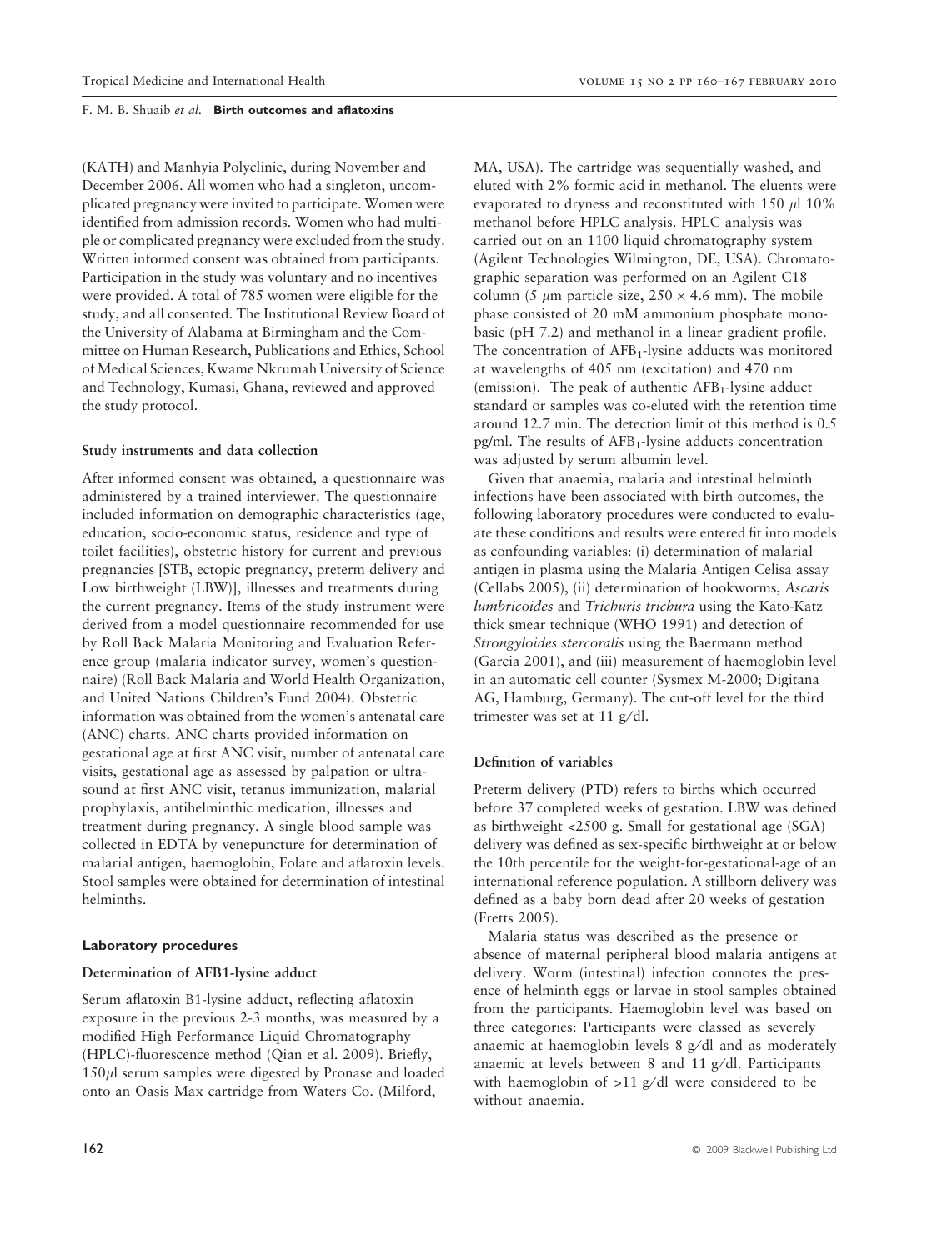(KATH) and Manhyia Polyclinic, during November and December 2006. All women who had a singleton, uncomplicated pregnancy were invited to participate. Women were identified from admission records. Women who had multiple or complicated pregnancy were excluded from the study. Written informed consent was obtained from participants. Participation in the study was voluntary and no incentives were provided. A total of 785 women were eligible for the study, and all consented. The Institutional Review Board of the University of Alabama at Birmingham and the Committee on Human Research, Publications and Ethics, School of Medical Sciences, Kwame Nkrumah University of Science and Technology, Kumasi, Ghana, reviewed and approved the study protocol.

### Study instruments and data collection

After informed consent was obtained, a questionnaire was administered by a trained interviewer. The questionnaire included information on demographic characteristics (age, education, socio-economic status, residence and type of toilet facilities), obstetric history for current and previous pregnancies [STB, ectopic pregnancy, preterm delivery and Low birthweight (LBW)], illnesses and treatments during the current pregnancy. Items of the study instrument were derived from a model questionnaire recommended for use by Roll Back Malaria Monitoring and Evaluation Reference group (malaria indicator survey, women's questionnaire) (Roll Back Malaria and World Health Organization, and United Nations Children's Fund 2004). Obstetric information was obtained from the women's antenatal care (ANC) charts. ANC charts provided information on gestational age at first ANC visit, number of antenatal care visits, gestational age as assessed by palpation or ultrasound at first ANC visit, tetanus immunization, malarial prophylaxis, antihelminthic medication, illnesses and treatment during pregnancy. A single blood sample was collected in EDTA by venepuncture for determination of malarial antigen, haemoglobin, Folate and aflatoxin levels. Stool samples were obtained for determination of intestinal helminths.

## Laboratory procedures

### Determination of AFB1-lysine adduct

Serum aflatoxin B1-lysine adduct, reflecting aflatoxin exposure in the previous 2-3 months, was measured by a modified High Performance Liquid Chromatography (HPLC)-fluorescence method (Qian et al. 2009). Briefly, 150$\mu$l serum samples were digested by Pronase and loaded onto an Oasis Max cartridge from Waters Co. (Milford, MA, USA). The cartridge was sequentially washed, and eluted with 2% formic acid in methanol. The eluents were evaporated to dryness and reconstituted with 150 $\mu$l 10% methanol before HPLC analysis. HPLC analysis was carried out on an 1100 liquid chromatography system (Agilent Technologies Wilmington, DE, USA). Chromatographic separation was performed on an Agilent C18 column (5 $\mu$m particle size, $250 \times 4.6$ mm). The mobile phase consisted of 20 mM ammonium phosphate monobasic (pH 7.2) and methanol in a linear gradient profile. The concentration of $AFB_1$-lysine adducts was monitored at wavelengths of 405 nm (excitation) and 470 nm (emission). The peak of authentic $AFB_1$-lysine adduct standard or samples was co-eluted with the retention time around 12.7 min. The detection limit of this method is 0.5 pg/ml. The results of $AFB_1$-lysine adducts concentration was adjusted by serum albumin level.

Given that anaemia, malaria and intestinal helminth infections have been associated with birth outcomes, the following laboratory procedures were conducted to evaluate these conditions and results were entered fit into models as confounding variables: (i) determination of malarial antigen in plasma using the Malaria Antigen Celisa assay (Cellabs 2005), (ii) determination of hookworms, *Ascaris lumbricoides* and *Trichuris trichura* using the Kato-Katz thick smear technique (WHO 1991) and detection of *Strongyloides stercoralis* using the Baermann method (Garcia 2001), and (iii) measurement of haemoglobin level in an automatic cell counter (Sysmex M-2000; Digitana AG, Hamburg, Germany). The cut-off level for the third trimester was set at 11 g/dl.

### Definition of variables

Preterm delivery (PTD) refers to births which occurred before 37 completed weeks of gestation. LBW was defined as birthweight <2500 g. Small for gestational age (SGA) delivery was defined as sex-specific birthweight at or below the 10th percentile for the weight-for-gestational-age of an international reference population. A stillborn delivery was defined as a baby born dead after 20 weeks of gestation (Fretts 2005).

Malaria status was described as the presence or absence of maternal peripheral blood malaria antigens at delivery. Worm (intestinal) infection connotes the presence of helminth eggs or larvae in stool samples obtained from the participants. Haemoglobin level was based on three categories: Participants were classed as severely anaemic at haemoglobin levels 8 g/dl and as moderately anaemic at levels between 8 and 11 g/dl. Participants with haemoglobin of >11 g/dl were considered to be without anaemia.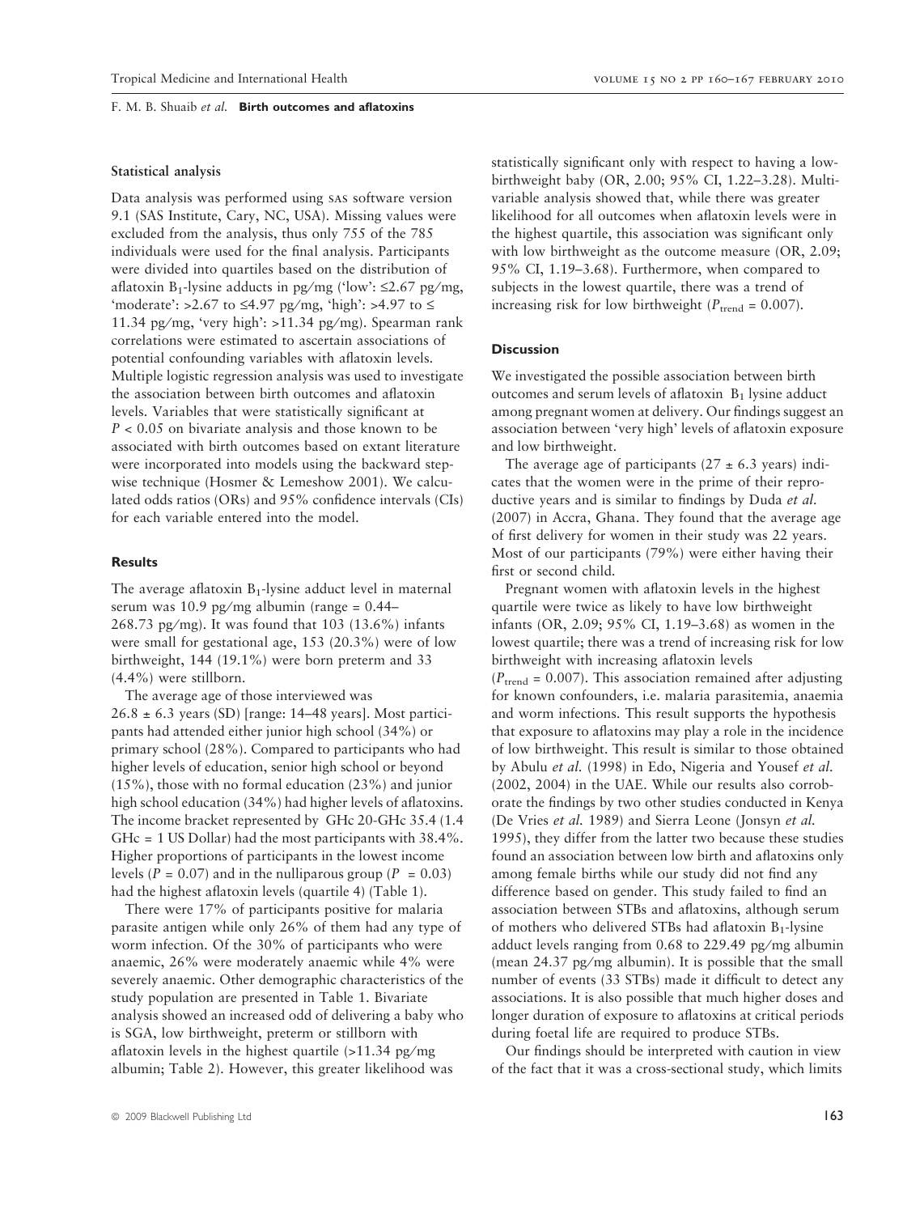### Statistical analysis

Data analysis was performed using SAS software version 9.1 (SAS Institute, Cary, NC, USA). Missing values were excluded from the analysis, thus only 755 of the 785 individuals were used for the final analysis. Participants were divided into quartiles based on the distribution of aflatoxin $B_1$-lysine adducts in pg/mg ('low': ≤2.67 pg/mg, 'moderate': >2.67 to ≤4.97 pg/mg, 'high': >4.97 to ≤ 11.34 pg/mg, 'very high': >11.34 pg/mg). Spearman rank correlations were estimated to ascertain associations of potential confounding variables with aflatoxin levels. Multiple logistic regression analysis was used to investigate the association between birth outcomes and aflatoxin levels. Variables that were statistically significant at $P < 0.05$ on bivariate analysis and those known to be associated with birth outcomes based on extant literature were incorporated into models using the backward stepwise technique (Hosmer & Lemeshow 2001). We calculated odds ratios (ORs) and 95% confidence intervals (CIs) for each variable entered into the model.

## Results

The average aflatoxin $B_1$-lysine adduct level in maternal serum was 10.9 pg/mg albumin (range = 0.44–268.73 pg/mg). It was found that 103 (13.6%) infants were small for gestational age, 153 (20.3%) were of low birthweight, 144 (19.1%) were born preterm and 33 (4.4%) were stillborn.

The average age of those interviewed was 26.8 ± 6.3 years (SD) [range: 14–48 years]. Most participants had attended either junior high school (34%) or primary school (28%). Compared to participants who had higher levels of education, senior high school or beyond (15%), those with no formal education (23%) and junior high school education (34%) had higher levels of aflatoxins. The income bracket represented by GHc 20-GHc 35.4 (1.4 GHc = 1 US Dollar) had the most participants with 38.4%. Higher proportions of participants in the lowest income levels ($P = 0.07$) and in the nulliparous group ($P = 0.03$) had the highest aflatoxin levels (quartile 4) (Table 1).

There were 17% of participants positive for malaria parasite antigen while only 26% of them had any type of worm infection. Of the 30% of participants who were anaemic, 26% were moderately anaemic while 4% were severely anaemic. Other demographic characteristics of the study population are presented in Table 1. Bivariate analysis showed an increased odd of delivering a baby who is SGA, low birthweight, preterm or stillborn with aflatoxin levels in the highest quartile (>11.34 pg/mg albumin; Table 2). However, this greater likelihood was statistically significant only with respect to having a low-birthweight baby (OR, 2.00; 95% CI, 1.22–3.28). Multivariable analysis showed that, while there was greater likelihood for all outcomes when aflatoxin levels were in the highest quartile, this association was significant only with low birthweight as the outcome measure (OR, 2.09; 95% CI, 1.19–3.68). Furthermore, when compared to subjects in the lowest quartile, there was a trend of increasing risk for low birthweight ($P_{trend} = 0.007$).

## Discussion

We investigated the possible association between birth outcomes and serum levels of aflatoxin $B_1$ lysine adduct among pregnant women at delivery. Our findings suggest an association between 'very high' levels of aflatoxin exposure and low birthweight.

The average age of participants (27 ± 6.3 years) indicates that the women were in the prime of their reproductive years and is similar to findings by Duda *et al.* (2007) in Accra, Ghana. They found that the average age of first delivery for women in their study was 22 years. Most of our participants (79%) were either having their first or second child.

Pregnant women with aflatoxin levels in the highest quartile were twice as likely to have low birthweight infants (OR, 2.09; 95% CI, 1.19–3.68) as women in the lowest quartile; there was a trend of increasing risk for low birthweight with increasing aflatoxin levels ($P_{trend} = 0.007$). This association remained after adjusting for known confounders, i.e. malaria parasitemia, anaemia and worm infections. This result supports the hypothesis that exposure to aflatoxins may play a role in the incidence of low birthweight. This result is similar to those obtained by Abulu *et al.* (1998) in Edo, Nigeria and Yousef *et al.* (2002, 2004) in the UAE. While our results also corroborate the findings by two other studies conducted in Kenya (De Vries *et al.* 1989) and Sierra Leone (Jonsyn *et al.* 1995), they differ from the latter two because these studies found an association between low birth and aflatoxins only among female births while our study did not find any difference based on gender. This study failed to find an association between STBs and aflatoxins, although serum of mothers who delivered STBs had aflatoxin $B_1$-lysine adduct levels ranging from 0.68 to 229.49 pg/mg albumin (mean 24.37 pg/mg albumin). It is possible that the small number of events (33 STBs) made it difficult to detect any associations. It is also possible that much higher doses and longer duration of exposure to aflatoxins at critical periods during foetal life are required to produce STBs.

Our findings should be interpreted with caution in view of the fact that it was a cross-sectional study, which limits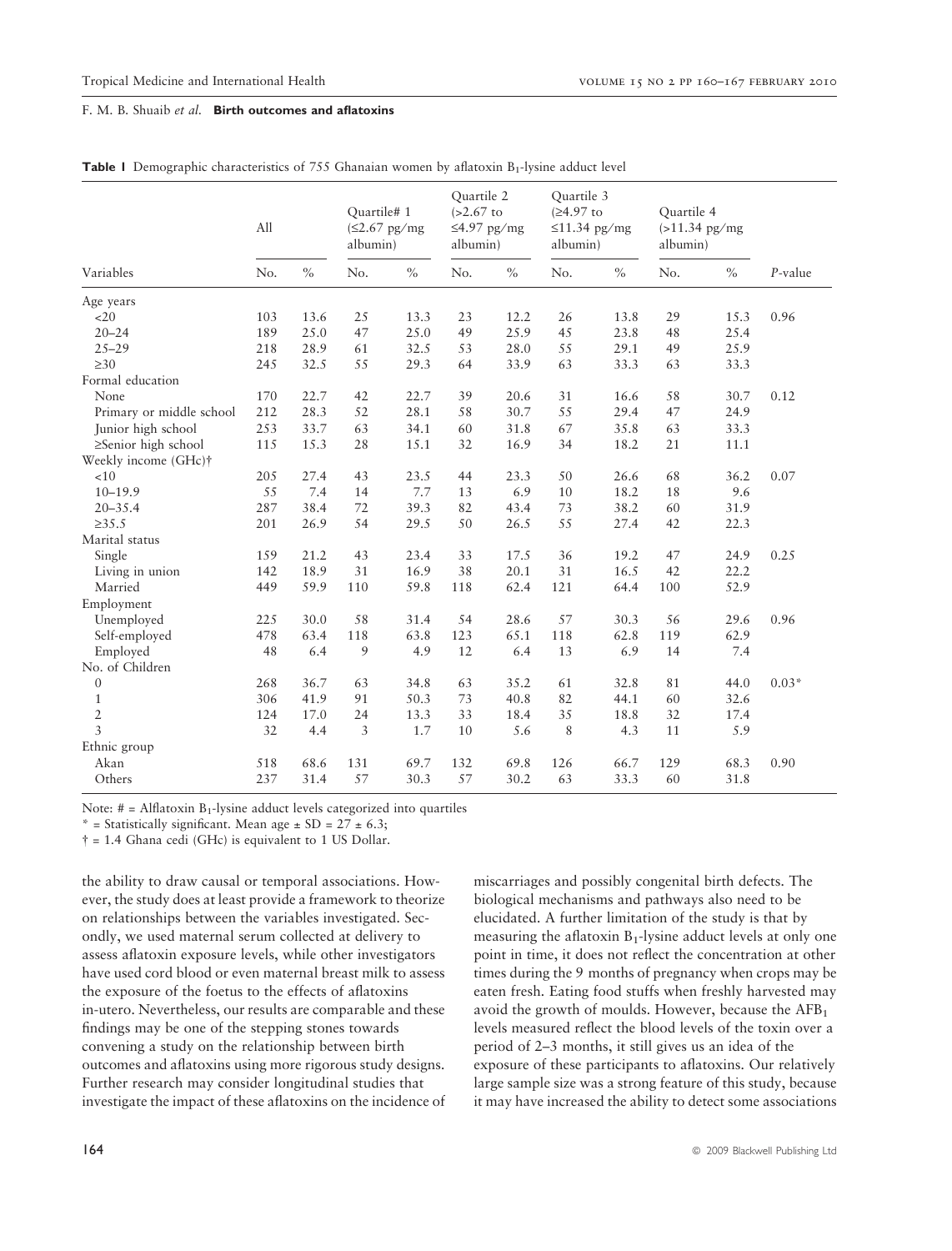**Table 1** Demographic characteristics of 755 Ghanaian women by aflatoxin $B_1$-lysine adduct level

| Variables | All | | Quartile# 1 (≤2.67 pg/mg albumin) | | Quartile 2 (>2.67 to ≤4.97 pg/mg albumin) | | Quartile 3 (≥4.97 to ≤11.34 pg/mg albumin) | | Quartile 4 (>11.34 pg/mg albumin) | | *P*-value |
|---|---|---|---|---|---|---|---|---|---|---|---|
| | No. | % | No. | % | No. | % | No. | % | No. | % | |
| Age years | | | | | | | | | | | |
| <20 | 103 | 13.6 | 25 | 13.3 | 23 | 12.2 | 26 | 13.8 | 29 | 15.3 | 0.96 |
| 20–24 | 189 | 25.0 | 47 | 25.0 | 49 | 25.9 | 45 | 23.8 | 48 | 25.4 | |
| 25–29 | 218 | 28.9 | 61 | 32.5 | 53 | 28.0 | 55 | 29.1 | 49 | 25.9 | |
| ≥30 | 245 | 32.5 | 55 | 29.3 | 64 | 33.9 | 63 | 33.3 | 63 | 33.3 | |
| Formal education | | | | | | | | | | | |
| None | 170 | 22.7 | 42 | 22.7 | 39 | 20.6 | 31 | 16.6 | 58 | 30.7 | 0.12 |
| Primary or middle school | 212 | 28.3 | 52 | 28.1 | 58 | 30.7 | 55 | 29.4 | 47 | 24.9 | |
| Junior high school | 253 | 33.7 | 63 | 34.1 | 60 | 31.8 | 67 | 35.8 | 63 | 33.3 | |
| ≥Senior high school | 115 | 15.3 | 28 | 15.1 | 32 | 16.9 | 34 | 18.2 | 21 | 11.1 | |
| Weekly income (GHc)† | | | | | | | | | | | |
| <10 | 205 | 27.4 | 43 | 23.5 | 44 | 23.3 | 50 | 26.6 | 68 | 36.2 | 0.07 |
| 10–19.9 | 55 | 7.4 | 14 | 7.7 | 13 | 6.9 | 10 | 18.2 | 18 | 9.6 | |
| 20–35.4 | 287 | 38.4 | 72 | 39.3 | 82 | 43.4 | 73 | 38.2 | 60 | 31.9 | |
| ≥35.5 | 201 | 26.9 | 54 | 29.5 | 50 | 26.5 | 55 | 27.4 | 42 | 22.3 | |
| Marital status | | | | | | | | | | | |
| Single | 159 | 21.2 | 43 | 23.4 | 33 | 17.5 | 36 | 19.2 | 47 | 24.9 | 0.25 |
| Living in union | 142 | 18.9 | 31 | 16.9 | 38 | 20.1 | 31 | 16.5 | 42 | 22.2 | |
| Married | 449 | 59.9 | 110 | 59.8 | 118 | 62.4 | 121 | 64.4 | 100 | 52.9 | |
| Employment | | | | | | | | | | | |
| Unemployed | 225 | 30.0 | 58 | 31.4 | 54 | 28.6 | 57 | 30.3 | 56 | 29.6 | 0.96 |
| Self-employed | 478 | 63.4 | 118 | 63.8 | 123 | 65.1 | 118 | 62.8 | 119 | 62.9 | |
| Employed | 48 | 6.4 | 9 | 4.9 | 12 | 6.4 | 13 | 6.9 | 14 | 7.4 | |
| No. of Children | | | | | | | | | | | |
| 0 | 268 | 36.7 | 63 | 34.8 | 63 | 35.2 | 61 | 32.8 | 81 | 44.0 | 0.03* |
| 1 | 306 | 41.9 | 91 | 50.3 | 73 | 40.8 | 82 | 44.1 | 60 | 32.6 | |
| 2 | 124 | 17.0 | 24 | 13.3 | 33 | 18.4 | 35 | 18.8 | 32 | 17.4 | |
| 3 | 32 | 4.4 | 3 | 1.7 | 10 | 5.6 | 8 | 4.3 | 11 | 5.9 | |
| Ethnic group | | | | | | | | | | | |
| Akan | 518 | 68.6 | 131 | 69.7 | 132 | 69.8 | 126 | 66.7 | 129 | 68.3 | 0.90 |
| Others | 237 | 31.4 | 57 | 30.3 | 57 | 30.2 | 63 | 33.3 | 60 | 31.8 | |

Note: # = Alflatoxin $B_1$-lysine adduct levels categorized into quartiles

\* = Statistically significant. Mean age ± SD = 27 ± 6.3;

† = 1.4 Ghana cedi (GHc) is equivalent to 1 US Dollar.

the ability to draw causal or temporal associations. However, the study does at least provide a framework to theorize on relationships between the variables investigated. Secondly, we used maternal serum collected at delivery to assess aflatoxin exposure levels, while other investigators have used cord blood or even maternal breast milk to assess the exposure of the foetus to the effects of aflatoxins in-utero. Nevertheless, our results are comparable and these findings may be one of the stepping stones towards convening a study on the relationship between birth outcomes and aflatoxins using more rigorous study designs. Further research may consider longitudinal studies that investigate the impact of these aflatoxins on the incidence of miscarriages and possibly congenital birth defects. The biological mechanisms and pathways also need to be elucidated. A further limitation of the study is that by measuring the aflatoxin $B_1$-lysine adduct levels at only one point in time, it does not reflect the concentration at other times during the 9 months of pregnancy when crops may be eaten fresh. Eating food stuffs when freshly harvested may avoid the growth of moulds. However, because the $AFB_1$ levels measured reflect the blood levels of the toxin over a period of 2–3 months, it still gives us an idea of the exposure of these participants to aflatoxins. Our relatively large sample size was a strong feature of this study, because it may have increased the ability to detect some associations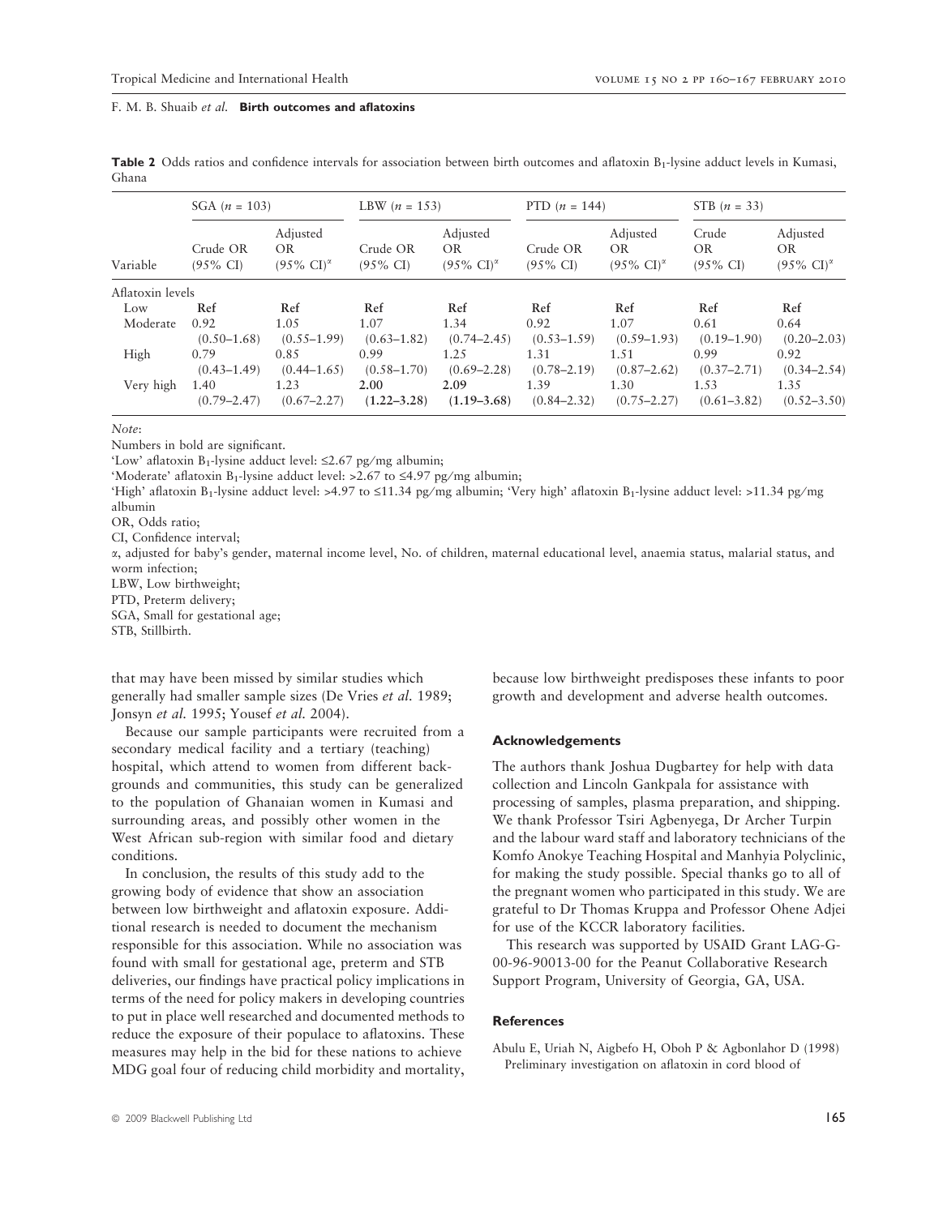**Table 2** Odds ratios and confidence intervals for association between birth outcomes and aflatoxin $B_1$-lysine adduct levels in Kumasi, Ghana

| Variable | SGA ($n$ = 103) | | LBW ($n$ = 153) | | PTD ($n$ = 144) | | STB ($n$ = 33) | |
|---|---|---|---|---|---|---|---|---|
| | Crude OR (95% CI) | Adjusted OR (95% CI)$^{\alpha}$ | Crude OR (95% CI) | Adjusted OR (95% CI)$^{\alpha}$ | Crude OR (95% CI) | Adjusted OR (95% CI)$^{\alpha}$ | Crude OR (95% CI) | Adjusted OR (95% CI)$^{\alpha}$ |
| Aflatoxin levels | | | | | | | | |
| Low | **Ref** | **Ref** | **Ref** | **Ref** | **Ref** | **Ref** | **Ref** | **Ref** |
| Moderate | 0.92 (0.50–1.68) | 1.05 (0.55–1.99) | 1.07 (0.63–1.82) | 1.34 (0.74–2.45) | 0.92 (0.53–1.59) | 1.07 (0.59–1.93) | 0.61 (0.19–1.90) | 0.64 (0.20–2.03) |
| High | 0.79 (0.43–1.49) | 0.85 (0.44–1.65) | 0.99 (0.58–1.70) | 1.25 (0.69–2.28) | 1.31 (0.78–2.19) | 1.51 (0.87–2.62) | 0.99 (0.37–2.71) | 0.92 (0.34–2.54) |
| Very high | 1.40 (0.79–2.47) | 1.23 (0.67–2.27) | 2.00 **(1.22–3.28)** | 2.09 **(1.19–3.68)** | 1.39 (0.84–2.32) | 1.30 (0.75–2.27) | 1.53 (0.61–3.82) | 1.35 (0.52–3.50) |

*Note*:
Numbers in bold are significant.
'Low' aflatoxin $B_1$-lysine adduct level: ≤2.67 pg/mg albumin;
'Moderate' aflatoxin $B_1$-lysine adduct level: >2.67 to ≤4.97 pg/mg albumin;
'High' aflatoxin $B_1$-lysine adduct level: >4.97 to ≤11.34 pg/mg albumin; 'Very high' aflatoxin $B_1$-lysine adduct level: >11.34 pg/mg albumin
OR, Odds ratio;
CI, Confidence interval;
$\alpha$, adjusted for baby's gender, maternal income level, No. of children, maternal educational level, anaemia status, malarial status, and worm infection;
LBW, Low birthweight;
PTD, Preterm delivery;
SGA, Small for gestational age;
STB, Stillbirth.

that may have been missed by similar studies which generally had smaller sample sizes (De Vries *et al.* 1989; Jonsyn *et al.* 1995; Yousef *et al.* 2004).

Because our sample participants were recruited from a secondary medical facility and a tertiary (teaching) hospital, which attend to women from different backgrounds and communities, this study can be generalized to the population of Ghanaian women in Kumasi and surrounding areas, and possibly other women in the West African sub-region with similar food and dietary conditions.

In conclusion, the results of this study add to the growing body of evidence that show an association between low birthweight and aflatoxin exposure. Additional research is needed to document the mechanism responsible for this association. While no association was found with small for gestational age, preterm and STB deliveries, our findings have practical policy implications in terms of the need for policy makers in developing countries to put in place well researched and documented methods to reduce the exposure of their populace to aflatoxins. These measures may help in the bid for these nations to achieve MDG goal four of reducing child morbidity and mortality, because low birthweight predisposes these infants to poor growth and development and adverse health outcomes.

### Acknowledgements

The authors thank Joshua Dugbartey for help with data collection and Lincoln Gankpala for assistance with processing of samples, plasma preparation, and shipping. We thank Professor Tsiri Agbenyega, Dr Archer Turpin and the labour ward staff and laboratory technicians of the Komfo Anokye Teaching Hospital and Manhyia Polyclinic, for making the study possible. Special thanks go to all of the pregnant women who participated in this study. We are grateful to Dr Thomas Kruppa and Professor Ohene Adjei for use of the KCCR laboratory facilities.

This research was supported by USAID Grant LAG-G-00-96-90013-00 for the Peanut Collaborative Research Support Program, University of Georgia, GA, USA.

### References

Abulu E, Uriah N, Aigbefo H, Oboh P & Agbonlahor D (1998) Preliminary investigation on aflatoxin in cord blood of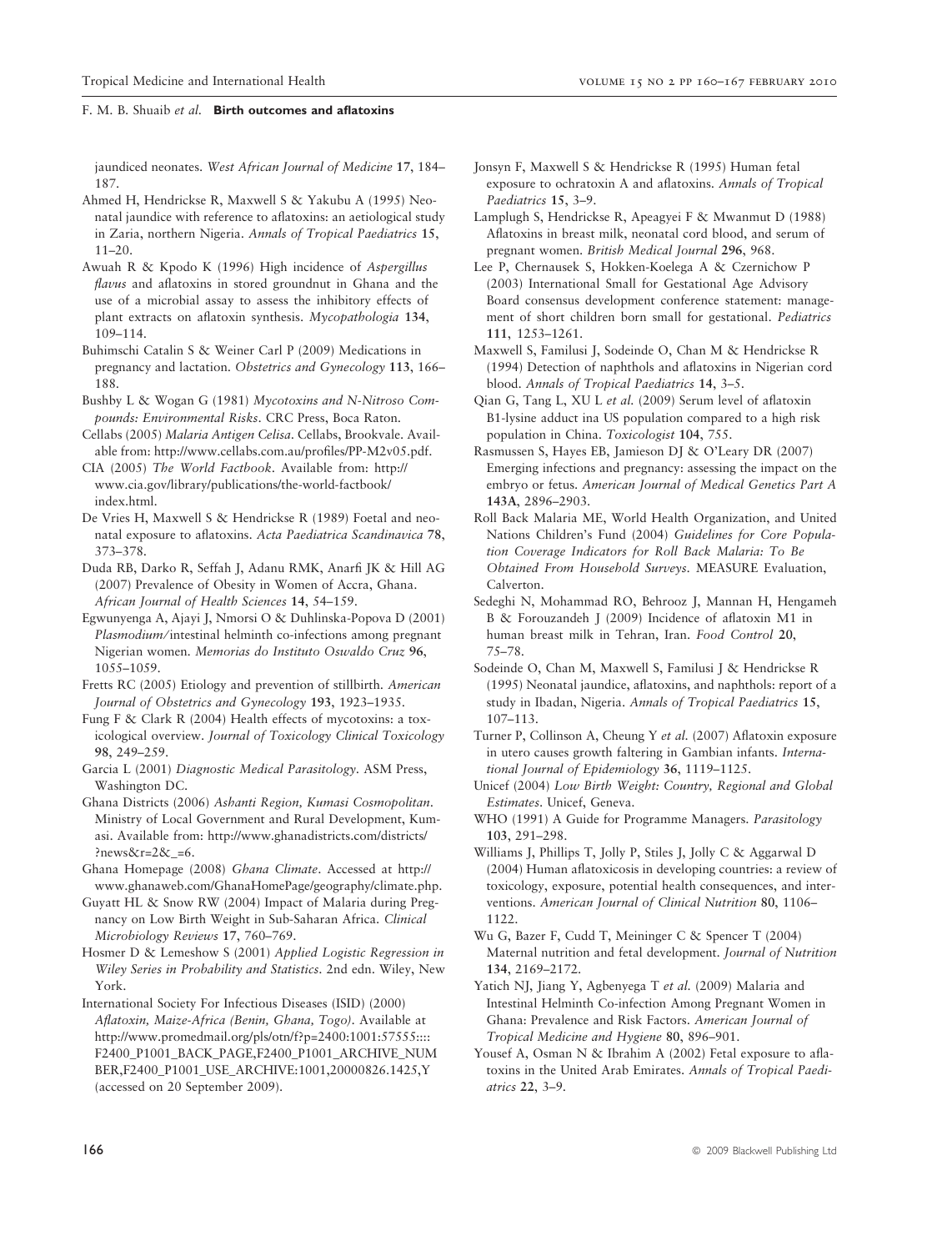jaundiced neonates. *West African Journal of Medicine* **17**, 184–187.

Ahmed H, Hendrickse R, Maxwell S & Yakubu A (1995) Neonatal jaundice with reference to aflatoxins: an aetiological study in Zaria, northern Nigeria. *Annals of Tropical Paediatrics* **15**, 11–20.

Awuah R & Kpodo K (1996) High incidence of *Aspergillus flavus* and aflatoxins in stored groundnut in Ghana and the use of a microbial assay to assess the inhibitory effects of plant extracts on aflatoxin synthesis. *Mycopathologia* **134**, 109–114.

Buhimschi Catalin S & Weiner Carl P (2009) Medications in pregnancy and lactation. *Obstetrics and Gynecology* **113**, 166–188.

Bushby L & Wogan G (1981) *Mycotoxins and N-Nitroso Compounds: Environmental Risks*. CRC Press, Boca Raton.

Cellabs (2005) *Malaria Antigen Celisa*. Cellabs, Brookvale. Available from: http://www.cellabs.com.au/profiles/PP-M2v05.pdf.

CIA (2005) *The World Factbook*. Available from: http://www.cia.gov/library/publications/the-world-factbook/index.html.

De Vries H, Maxwell S & Hendrickse R (1989) Foetal and neonatal exposure to aflatoxins. *Acta Paediatrica Scandinavica* **78**, 373–378.

Duda RB, Darko R, Seffah J, Adanu RMK, Anarfi JK & Hill AG (2007) Prevalence of Obesity in Women of Accra, Ghana. *African Journal of Health Sciences* **14**, 54–159.

Egwunyenga A, Ajayi J, Nmorsi O & Duhlinska-Popova D (2001) *Plasmodium/*intestinal helminth co-infections among pregnant Nigerian women. *Memorias do Instituto Oswaldo Cruz* **96**, 1055–1059.

Fretts RC (2005) Etiology and prevention of stillbirth. *American Journal of Obstetrics and Gynecology* **193**, 1923–1935.

Fung F & Clark R (2004) Health effects of mycotoxins: a toxicological overview. *Journal of Toxicology Clinical Toxicology* **98**, 249–259.

Garcia L (2001) *Diagnostic Medical Parasitology*. ASM Press, Washington DC.

Ghana Districts (2006) *Ashanti Region, Kumasi Cosmopolitan*. Ministry of Local Government and Rural Development, Kumasi. Available from: http://www.ghanadistricts.com/districts/?news&r=2&_=6.

Ghana Homepage (2008) *Ghana Climate*. Accessed at http://www.ghanaweb.com/GhanaHomePage/geography/climate.php.

Guyatt HL & Snow RW (2004) Impact of Malaria during Pregnancy on Low Birth Weight in Sub-Saharan Africa. *Clinical Microbiology Reviews* **17**, 760–769.

Hosmer D & Lemeshow S (2001) *Applied Logistic Regression in Wiley Series in Probability and Statistics*. 2nd edn. Wiley, New York.

International Society For Infectious Diseases (ISID) (2000) *Aflatoxin, Maize-Africa (Benin, Ghana, Togo)*. Available at http://www.promedmail.org/pls/otn/f?p=2400:1001:57555::::F2400_P1001_BACK_PAGE,F2400_P1001_ARCHIVE_NUMBER,F2400_P1001_USE_ARCHIVE:1001,20000826.1425,Y (accessed on 20 September 2009).

Jonsyn F, Maxwell S & Hendrickse R (1995) Human fetal exposure to ochratoxin A and aflatoxins. *Annals of Tropical Paediatrics* **15**, 3–9.

Lamplugh S, Hendrickse R, Apeagyei F & Mwanmut D (1988) Aflatoxins in breast milk, neonatal cord blood, and serum of pregnant women. *British Medical Journal* **296**, 968.

Lee P, Chernausek S, Hokken-Koelega A & Czernichow P (2003) International Small for Gestational Age Advisory Board consensus development conference statement: management of short children born small for gestational. *Pediatrics* **111**, 1253–1261.

Maxwell S, Familusi J, Sodeinde O, Chan M & Hendrickse R (1994) Detection of naphthols and aflatoxins in Nigerian cord blood. *Annals of Tropical Paediatrics* **14**, 3–5.

Qian G, Tang L, XU L *et al.* (2009) Serum level of aflatoxin B1-lysine adduct ina US population compared to a high risk population in China. *Toxicologist* **104**, 755.

Rasmussen S, Hayes EB, Jamieson DJ & O'Leary DR (2007) Emerging infections and pregnancy: assessing the impact on the embryo or fetus. *American Journal of Medical Genetics Part A* **143A**, 2896–2903.

Roll Back Malaria ME, World Health Organization, and United Nations Children's Fund (2004) *Guidelines for Core Population Coverage Indicators for Roll Back Malaria: To Be Obtained From Household Surveys*. MEASURE Evaluation, Calverton.

Sedeghi N, Mohammad RO, Behrooz J, Mannan H, Hengameh B & Forouzandeh J (2009) Incidence of aflatoxin M1 in human breast milk in Tehran, Iran. *Food Control* **20**, 75–78.

Sodeinde O, Chan M, Maxwell S, Familusi J & Hendrickse R (1995) Neonatal jaundice, aflatoxins, and naphthols: report of a study in Ibadan, Nigeria. *Annals of Tropical Paediatrics* **15**, 107–113.

Turner P, Collinson A, Cheung Y *et al.* (2007) Aflatoxin exposure in utero causes growth faltering in Gambian infants. *International Journal of Epidemiology* **36**, 1119–1125.

Unicef (2004) *Low Birth Weight: Country, Regional and Global Estimates*. Unicef, Geneva.

WHO (1991) A Guide for Programme Managers. *Parasitology* **103**, 291–298.

Williams J, Phillips T, Jolly P, Stiles J, Jolly C & Aggarwal D (2004) Human aflatoxicosis in developing countries: a review of toxicology, exposure, potential health consequences, and interventions. *American Journal of Clinical Nutrition* **80**, 1106–1122.

Wu G, Bazer F, Cudd T, Meininger C & Spencer T (2004) Maternal nutrition and fetal development. *Journal of Nutrition* **134**, 2169–2172.

Yatich NJ, Jiang Y, Agbenyega T *et al.* (2009) Malaria and Intestinal Helminth Co-infection Among Pregnant Women in Ghana: Prevalence and Risk Factors. *American Journal of Tropical Medicine and Hygiene* **80**, 896–901.

Yousef A, Osman N & Ibrahim A (2002) Fetal exposure to aflatoxins in the United Arab Emirates. *Annals of Tropical Paediatrics* **22**, 3–9.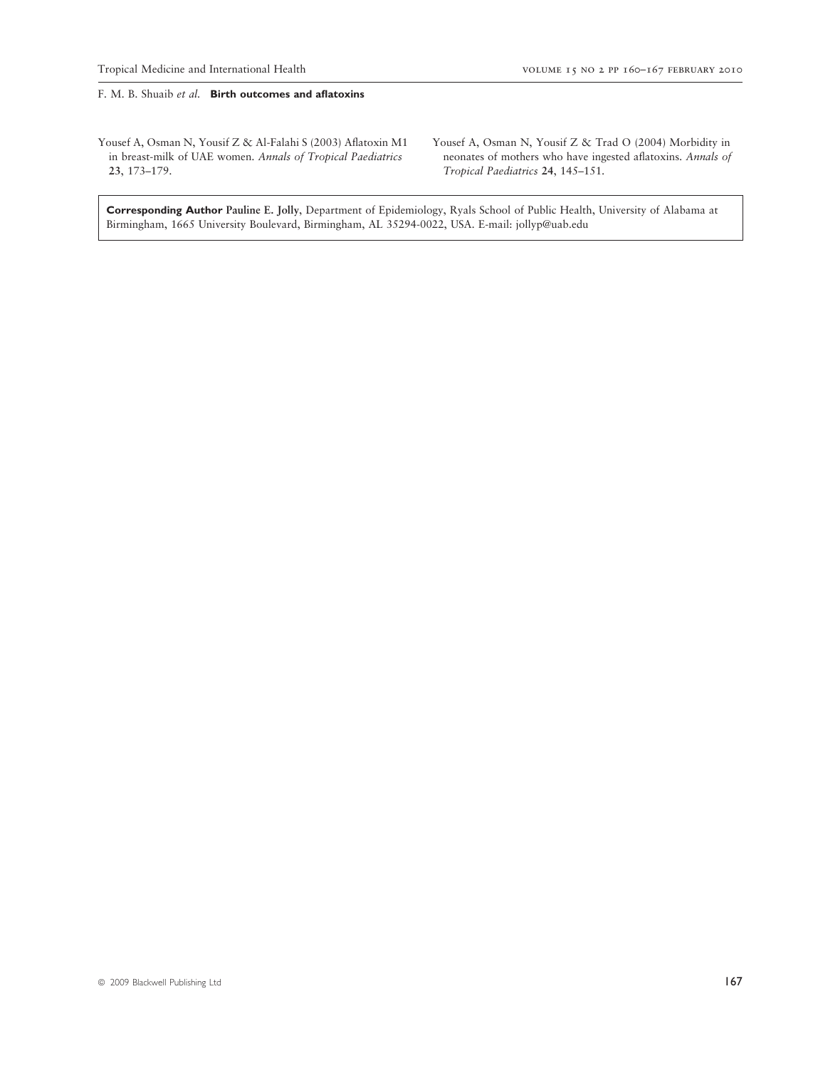Yousef A, Osman N, Yousif Z & Al-Falahi S (2003) Aflatoxin M1 in breast-milk of UAE women. *Annals of Tropical Paediatrics* **23**, 173–179.

Yousef A, Osman N, Yousif Z & Trad O (2004) Morbidity in neonates of mothers who have ingested aflatoxins. *Annals of Tropical Paediatrics* **24**, 145–151.

**Corresponding Author** **Pauline E. Jolly**, Department of Epidemiology, Ryals School of Public Health, University of Alabama at Birmingham, 1665 University Boulevard, Birmingham, AL 35294-0022, USA. E-mail: jollyp@uab.edu